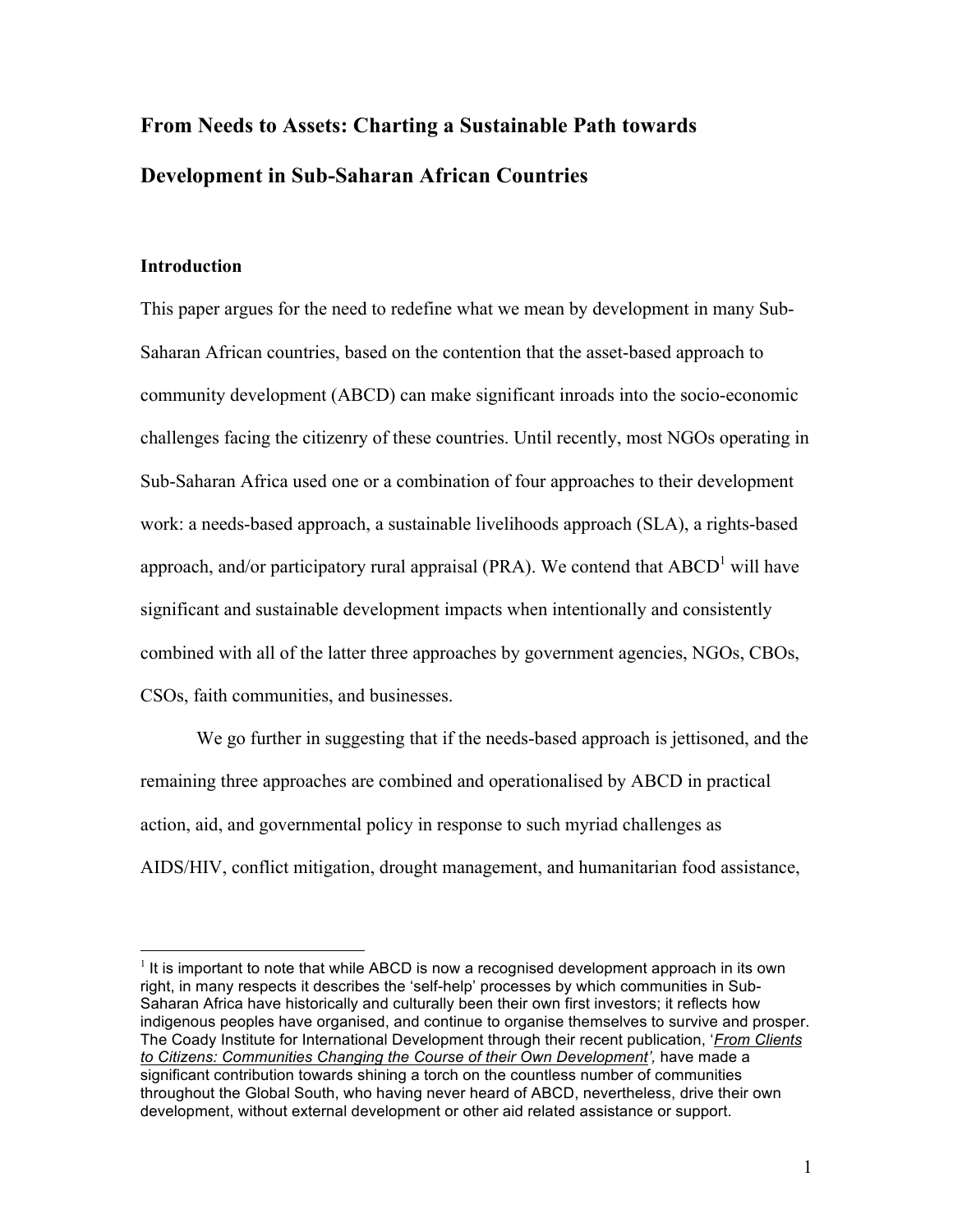# From Needs to Assets: Charting a Sustainable Path towards Development in Sub-Saharan African Countries

## Introduction

This paper argues for the need to redefine what we mean by development in many Sub-Saharan African countries, based on the contention that the asset-based approach to community development (ABCD) can make significant inroads into the socio-economic challenges facing the citizenry of these countries. Until recently, most NGOs operating in Sub-Saharan Africa used one or a combination of four approaches to their development work: a needs-based approach, a sustainable livelihoods approach (SLA), a rights-based approach, and/or participatory rural appraisal (PRA). We contend that ABCD[1] will have significant and sustainable development impacts when intentionally and consistently combined with all of the latter three approaches by government agencies, NGOs, CBOs, CSOs, faith communities, and businesses.

We go further in suggesting that if the needs-based approach is jettisoned, and the remaining three approaches are combined and operationalised by ABCD in practical action, aid, and governmental policy in response to such myriad challenges as AIDS/HIV, conflict mitigation, drought management, and humanitarian food assistance,

---

[1] It is important to note that while ABCD is now a recognised development approach in its own right, in many respects it describes the 'self-help' processes by which communities in Sub-Saharan Africa have historically and culturally been their own first investors; it reflects how indigenous peoples have organised, and continue to organise themselves to survive and prosper. The Coady Institute for International Development through their recent publication, '*From Clients to Citizens: Communities Changing the Course of their Own Development'*, have made a significant contribution towards shining a torch on the countless number of communities throughout the Global South, who having never heard of ABCD, nevertheless, drive their own development, without external development or other aid related assistance or support.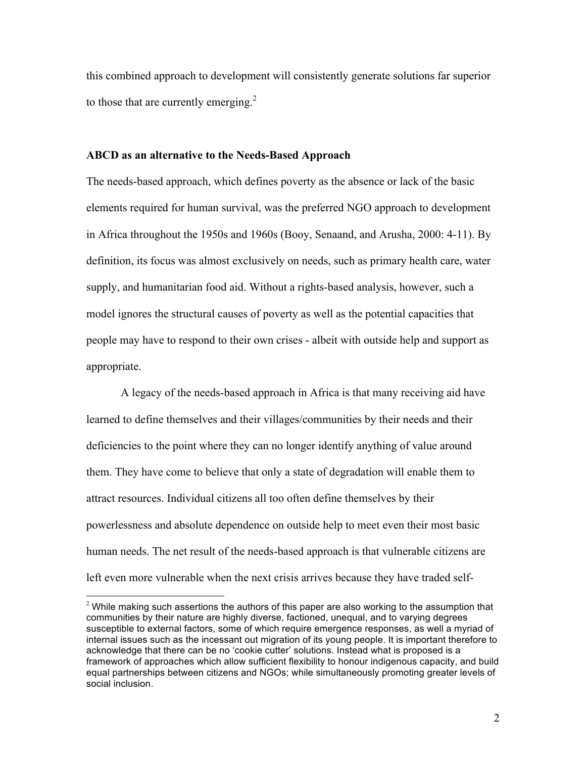this combined approach to development will consistently generate solutions far superior to those that are currently emerging.[2]

### ABCD as an alternative to the Needs-Based Approach

The needs-based approach, which defines poverty as the absence or lack of the basic elements required for human survival, was the preferred NGO approach to development in Africa throughout the 1950s and 1960s (Booy, Senaand, and Arusha, 2000: 4-11). By definition, its focus was almost exclusively on needs, such as primary health care, water supply, and humanitarian food aid. Without a rights-based analysis, however, such a model ignores the structural causes of poverty as well as the potential capacities that people may have to respond to their own crises - albeit with outside help and support as appropriate.

A legacy of the needs-based approach in Africa is that many receiving aid have learned to define themselves and their villages/communities by their needs and their deficiencies to the point where they can no longer identify anything of value around them. They have come to believe that only a state of degradation will enable them to attract resources. Individual citizens all too often define themselves by their powerlessness and absolute dependence on outside help to meet even their most basic human needs. The net result of the needs-based approach is that vulnerable citizens are left even more vulnerable when the next crisis arrives because they have traded self-

---

[2] While making such assertions the authors of this paper are also working to the assumption that communities by their nature are highly diverse, factioned, unequal, and to varying degrees susceptible to external factors, some of which require emergence responses, as well a myriad of internal issues such as the incessant out migration of its young people. It is important therefore to acknowledge that there can be no 'cookie cutter' solutions. Instead what is proposed is a framework of approaches which allow sufficient flexibility to honour indigenous capacity, and build equal partnerships between citizens and NGOs; while simultaneously promoting greater levels of social inclusion.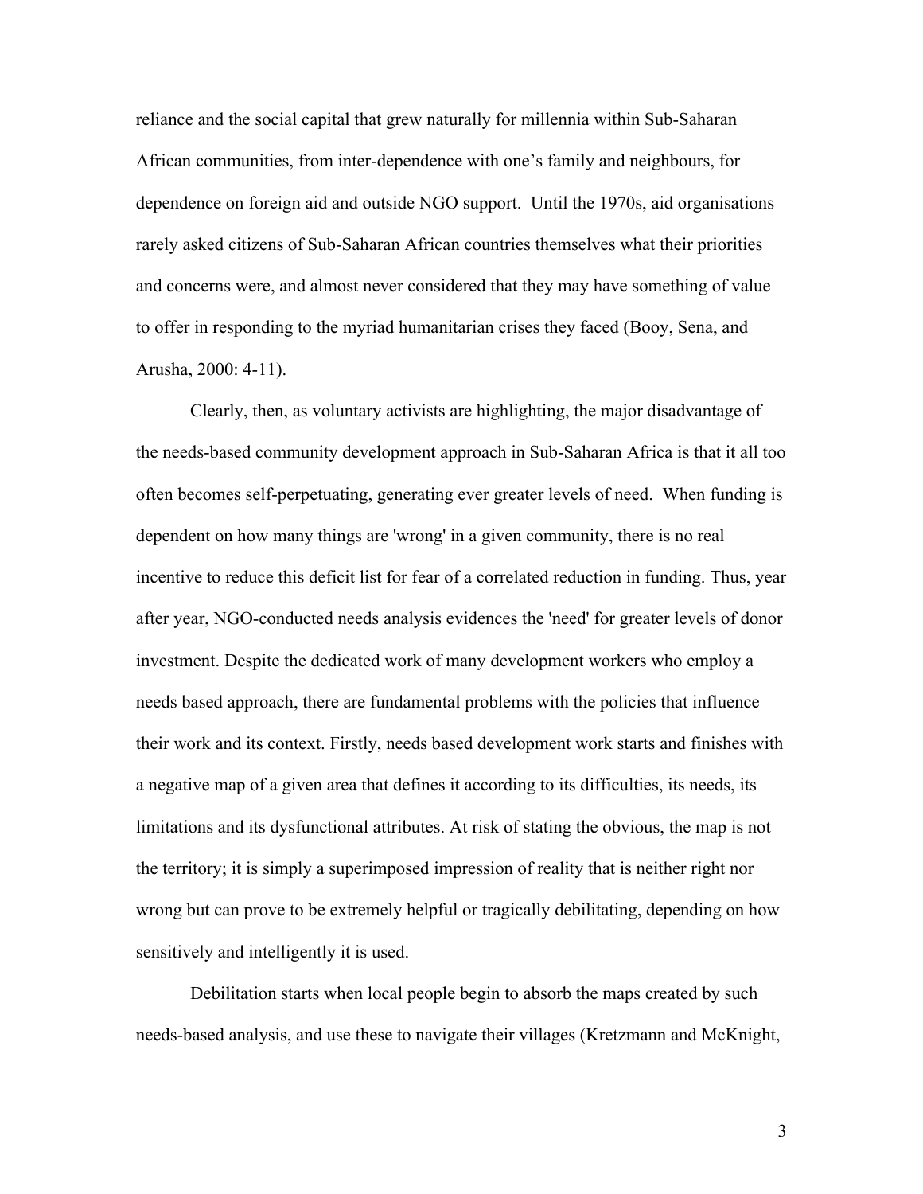reliance and the social capital that grew naturally for millennia within Sub-Saharan African communities, from inter-dependence with one's family and neighbours, for dependence on foreign aid and outside NGO support. Until the 1970s, aid organisations rarely asked citizens of Sub-Saharan African countries themselves what their priorities and concerns were, and almost never considered that they may have something of value to offer in responding to the myriad humanitarian crises they faced (Booy, Sena, and Arusha, 2000: 4-11).

Clearly, then, as voluntary activists are highlighting, the major disadvantage of the needs-based community development approach in Sub-Saharan Africa is that it all too often becomes self-perpetuating, generating ever greater levels of need. When funding is dependent on how many things are 'wrong' in a given community, there is no real incentive to reduce this deficit list for fear of a correlated reduction in funding. Thus, year after year, NGO-conducted needs analysis evidences the 'need' for greater levels of donor investment. Despite the dedicated work of many development workers who employ a needs based approach, there are fundamental problems with the policies that influence their work and its context. Firstly, needs based development work starts and finishes with a negative map of a given area that defines it according to its difficulties, its needs, its limitations and its dysfunctional attributes. At risk of stating the obvious, the map is not the territory; it is simply a superimposed impression of reality that is neither right nor wrong but can prove to be extremely helpful or tragically debilitating, depending on how sensitively and intelligently it is used.

Debilitation starts when local people begin to absorb the maps created by such needs-based analysis, and use these to navigate their villages (Kretzmann and McKnight,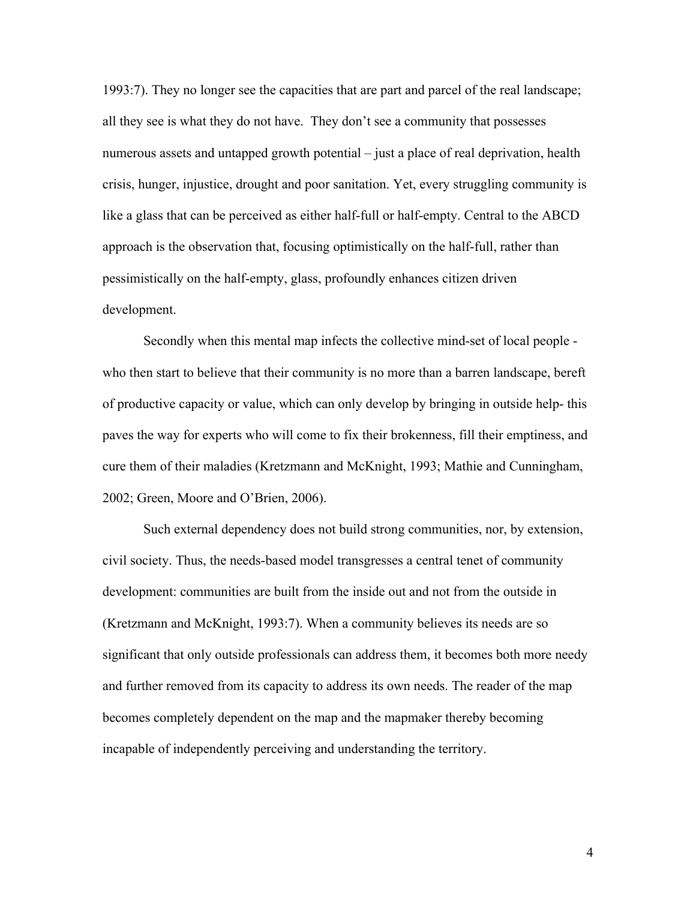1993:7). They no longer see the capacities that are part and parcel of the real landscape; all they see is what they do not have. They don't see a community that possesses numerous assets and untapped growth potential – just a place of real deprivation, health crisis, hunger, injustice, drought and poor sanitation. Yet, every struggling community is like a glass that can be perceived as either half-full or half-empty. Central to the ABCD approach is the observation that, focusing optimistically on the half-full, rather than pessimistically on the half-empty, glass, profoundly enhances citizen driven development.

Secondly when this mental map infects the collective mind-set of local people - who then start to believe that their community is no more than a barren landscape, bereft of productive capacity or value, which can only develop by bringing in outside help- this paves the way for experts who will come to fix their brokenness, fill their emptiness, and cure them of their maladies (Kretzmann and McKnight, 1993; Mathie and Cunningham, 2002; Green, Moore and O'Brien, 2006).

Such external dependency does not build strong communities, nor, by extension, civil society. Thus, the needs-based model transgresses a central tenet of community development: communities are built from the inside out and not from the outside in (Kretzmann and McKnight, 1993:7). When a community believes its needs are so significant that only outside professionals can address them, it becomes both more needy and further removed from its capacity to address its own needs. The reader of the map becomes completely dependent on the map and the mapmaker thereby becoming incapable of independently perceiving and understanding the territory.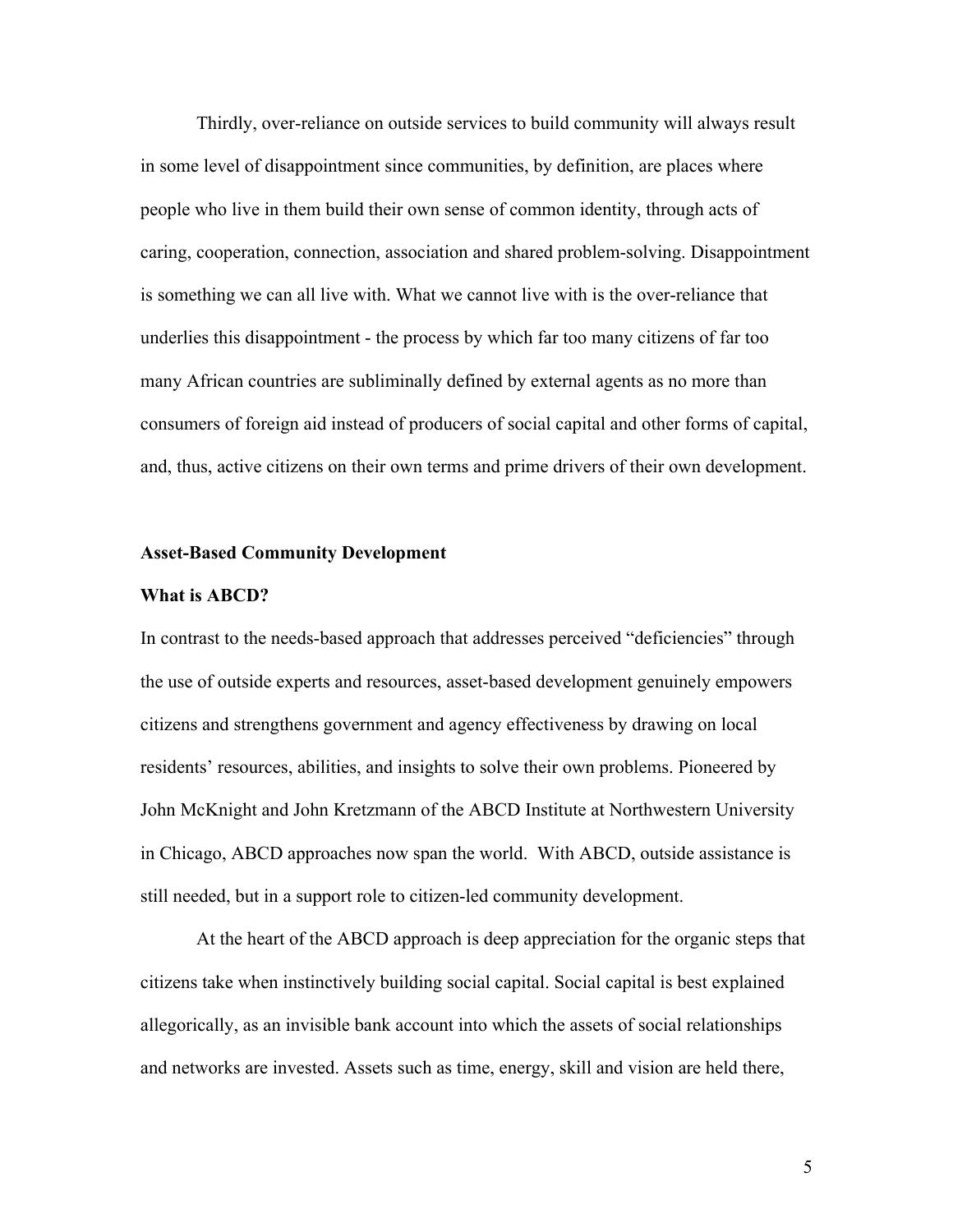Thirdly, over-reliance on outside services to build community will always result in some level of disappointment since communities, by definition, are places where people who live in them build their own sense of common identity, through acts of caring, cooperation, connection, association and shared problem-solving. Disappointment is something we can all live with. What we cannot live with is the over-reliance that underlies this disappointment - the process by which far too many citizens of far too many African countries are subliminally defined by external agents as no more than consumers of foreign aid instead of producers of social capital and other forms of capital, and, thus, active citizens on their own terms and prime drivers of their own development.

## Asset-Based Community Development

### What is ABCD?

In contrast to the needs-based approach that addresses perceived "deficiencies" through the use of outside experts and resources, asset-based development genuinely empowers citizens and strengthens government and agency effectiveness by drawing on local residents' resources, abilities, and insights to solve their own problems. Pioneered by John McKnight and John Kretzmann of the ABCD Institute at Northwestern University in Chicago, ABCD approaches now span the world. With ABCD, outside assistance is still needed, but in a support role to citizen-led community development.

At the heart of the ABCD approach is deep appreciation for the organic steps that citizens take when instinctively building social capital. Social capital is best explained allegorically, as an invisible bank account into which the assets of social relationships and networks are invested. Assets such as time, energy, skill and vision are held there,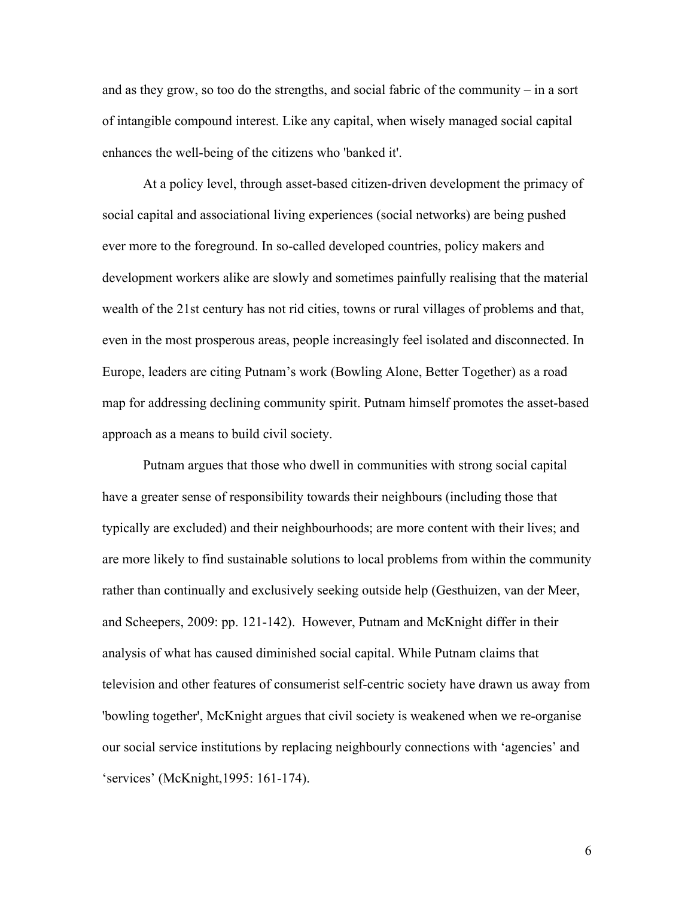and as they grow, so too do the strengths, and social fabric of the community – in a sort of intangible compound interest. Like any capital, when wisely managed social capital enhances the well-being of the citizens who 'banked it'.

At a policy level, through asset-based citizen-driven development the primacy of social capital and associational living experiences (social networks) are being pushed ever more to the foreground. In so-called developed countries, policy makers and development workers alike are slowly and sometimes painfully realising that the material wealth of the 21st century has not rid cities, towns or rural villages of problems and that, even in the most prosperous areas, people increasingly feel isolated and disconnected. In Europe, leaders are citing Putnam's work (Bowling Alone, Better Together) as a road map for addressing declining community spirit. Putnam himself promotes the asset-based approach as a means to build civil society.

Putnam argues that those who dwell in communities with strong social capital have a greater sense of responsibility towards their neighbours (including those that typically are excluded) and their neighbourhoods; are more content with their lives; and are more likely to find sustainable solutions to local problems from within the community rather than continually and exclusively seeking outside help (Gesthuizen, van der Meer, and Scheepers, 2009: pp. 121-142). However, Putnam and McKnight differ in their analysis of what has caused diminished social capital. While Putnam claims that television and other features of consumerist self-centric society have drawn us away from 'bowling together', McKnight argues that civil society is weakened when we re-organise our social service institutions by replacing neighbourly connections with 'agencies' and 'services' (McKnight,1995: 161-174).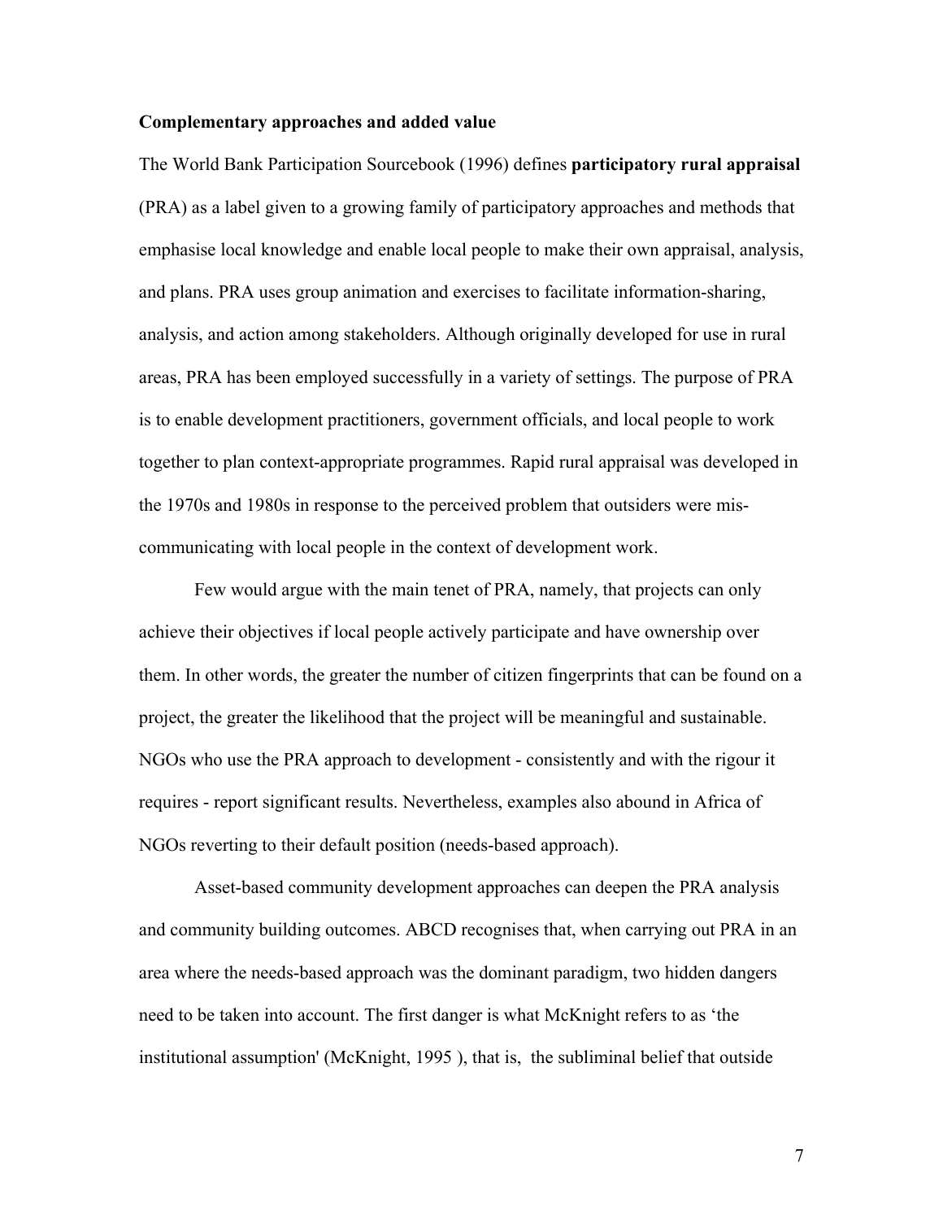**Complementary approaches and added value**

The World Bank Participation Sourcebook (1996) defines **participatory rural appraisal** (PRA) as a label given to a growing family of participatory approaches and methods that emphasise local knowledge and enable local people to make their own appraisal, analysis, and plans. PRA uses group animation and exercises to facilitate information-sharing, analysis, and action among stakeholders. Although originally developed for use in rural areas, PRA has been employed successfully in a variety of settings. The purpose of PRA is to enable development practitioners, government officials, and local people to work together to plan context-appropriate programmes. Rapid rural appraisal was developed in the 1970s and 1980s in response to the perceived problem that outsiders were mis-communicating with local people in the context of development work.

Few would argue with the main tenet of PRA, namely, that projects can only achieve their objectives if local people actively participate and have ownership over them. In other words, the greater the number of citizen fingerprints that can be found on a project, the greater the likelihood that the project will be meaningful and sustainable. NGOs who use the PRA approach to development - consistently and with the rigour it requires - report significant results. Nevertheless, examples also abound in Africa of NGOs reverting to their default position (needs-based approach).

Asset-based community development approaches can deepen the PRA analysis and community building outcomes. ABCD recognises that, when carrying out PRA in an area where the needs-based approach was the dominant paradigm, two hidden dangers need to be taken into account. The first danger is what McKnight refers to as 'the institutional assumption' (McKnight, 1995 ), that is, the subliminal belief that outside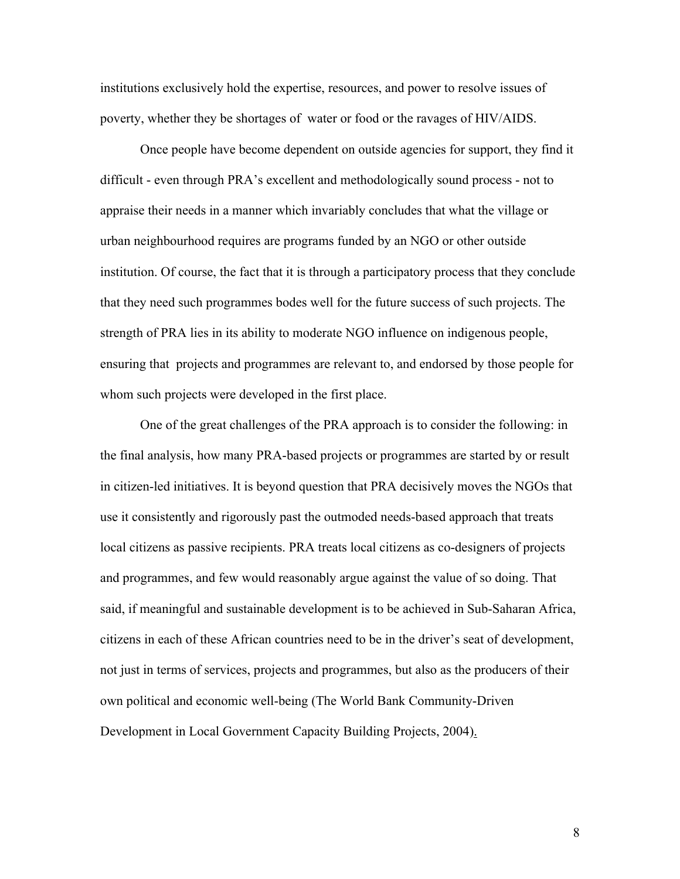institutions exclusively hold the expertise, resources, and power to resolve issues of poverty, whether they be shortages of water or food or the ravages of HIV/AIDS.

Once people have become dependent on outside agencies for support, they find it difficult - even through PRA's excellent and methodologically sound process - not to appraise their needs in a manner which invariably concludes that what the village or urban neighbourhood requires are programs funded by an NGO or other outside institution. Of course, the fact that it is through a participatory process that they conclude that they need such programmes bodes well for the future success of such projects. The strength of PRA lies in its ability to moderate NGO influence on indigenous people, ensuring that projects and programmes are relevant to, and endorsed by those people for whom such projects were developed in the first place.

One of the great challenges of the PRA approach is to consider the following: in the final analysis, how many PRA-based projects or programmes are started by or result in citizen-led initiatives. It is beyond question that PRA decisively moves the NGOs that use it consistently and rigorously past the outmoded needs-based approach that treats local citizens as passive recipients. PRA treats local citizens as co-designers of projects and programmes, and few would reasonably argue against the value of so doing. That said, if meaningful and sustainable development is to be achieved in Sub-Saharan Africa, citizens in each of these African countries need to be in the driver's seat of development, not just in terms of services, projects and programmes, but also as the producers of their own political and economic well-being (The World Bank Community-Driven Development in Local Government Capacity Building Projects, 2004).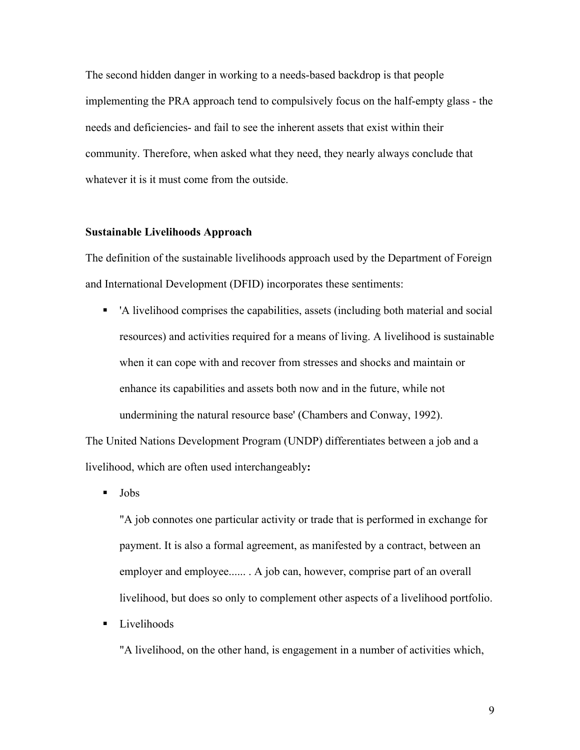The second hidden danger in working to a needs-based backdrop is that people implementing the PRA approach tend to compulsively focus on the half-empty glass - the needs and deficiencies- and fail to see the inherent assets that exist within their community. Therefore, when asked what they need, they nearly always conclude that whatever it is it must come from the outside.

**Sustainable Livelihoods Approach**

The definition of the sustainable livelihoods approach used by the Department of Foreign and International Development (DFID) incorporates these sentiments:

- 'A livelihood comprises the capabilities, assets (including both material and social resources) and activities required for a means of living. A livelihood is sustainable when it can cope with and recover from stresses and shocks and maintain or enhance its capabilities and assets both now and in the future, while not undermining the natural resource base' (Chambers and Conway, 1992).

The United Nations Development Program (UNDP) differentiates between a job and a livelihood, which are often used interchangeably**:**

- Jobs

  "A job connotes one particular activity or trade that is performed in exchange for payment. It is also a formal agreement, as manifested by a contract, between an employer and employee...... . A job can, however, comprise part of an overall livelihood, but does so only to complement other aspects of a livelihood portfolio.

- Livelihoods

  "A livelihood, on the other hand, is engagement in a number of activities which,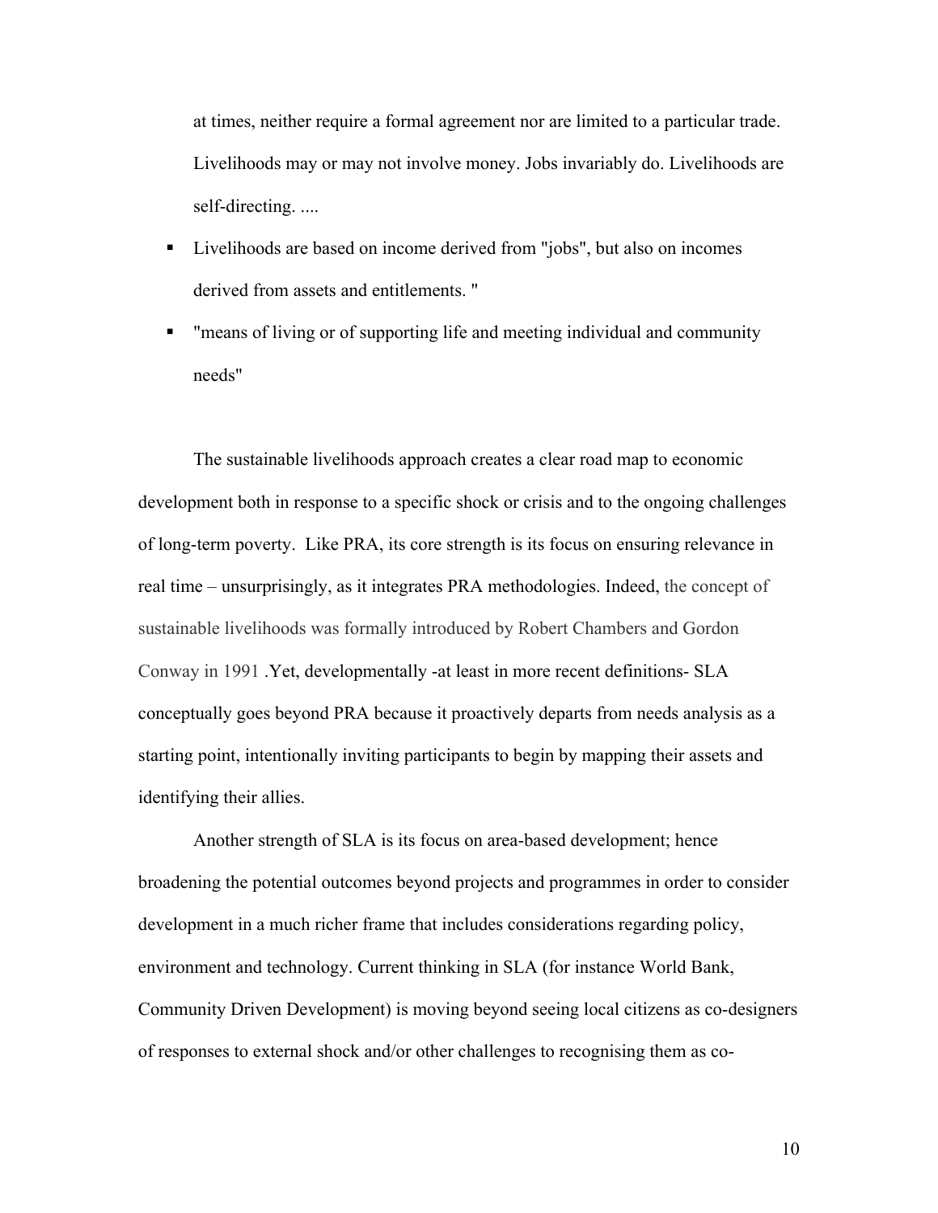at times, neither require a formal agreement nor are limited to a particular trade. Livelihoods may or may not involve money. Jobs invariably do. Livelihoods are self-directing. ....

- Livelihoods are based on income derived from "jobs", but also on incomes derived from assets and entitlements. "
- "means of living or of supporting life and meeting individual and community needs"

The sustainable livelihoods approach creates a clear road map to economic development both in response to a specific shock or crisis and to the ongoing challenges of long-term poverty. Like PRA, its core strength is its focus on ensuring relevance in real time – unsurprisingly, as it integrates PRA methodologies. Indeed, the concept of sustainable livelihoods was formally introduced by Robert Chambers and Gordon Conway in 1991 .Yet, developmentally -at least in more recent definitions- SLA conceptually goes beyond PRA because it proactively departs from needs analysis as a starting point, intentionally inviting participants to begin by mapping their assets and identifying their allies.

Another strength of SLA is its focus on area-based development; hence broadening the potential outcomes beyond projects and programmes in order to consider development in a much richer frame that includes considerations regarding policy, environment and technology. Current thinking in SLA (for instance World Bank, Community Driven Development) is moving beyond seeing local citizens as co-designers of responses to external shock and/or other challenges to recognising them as co-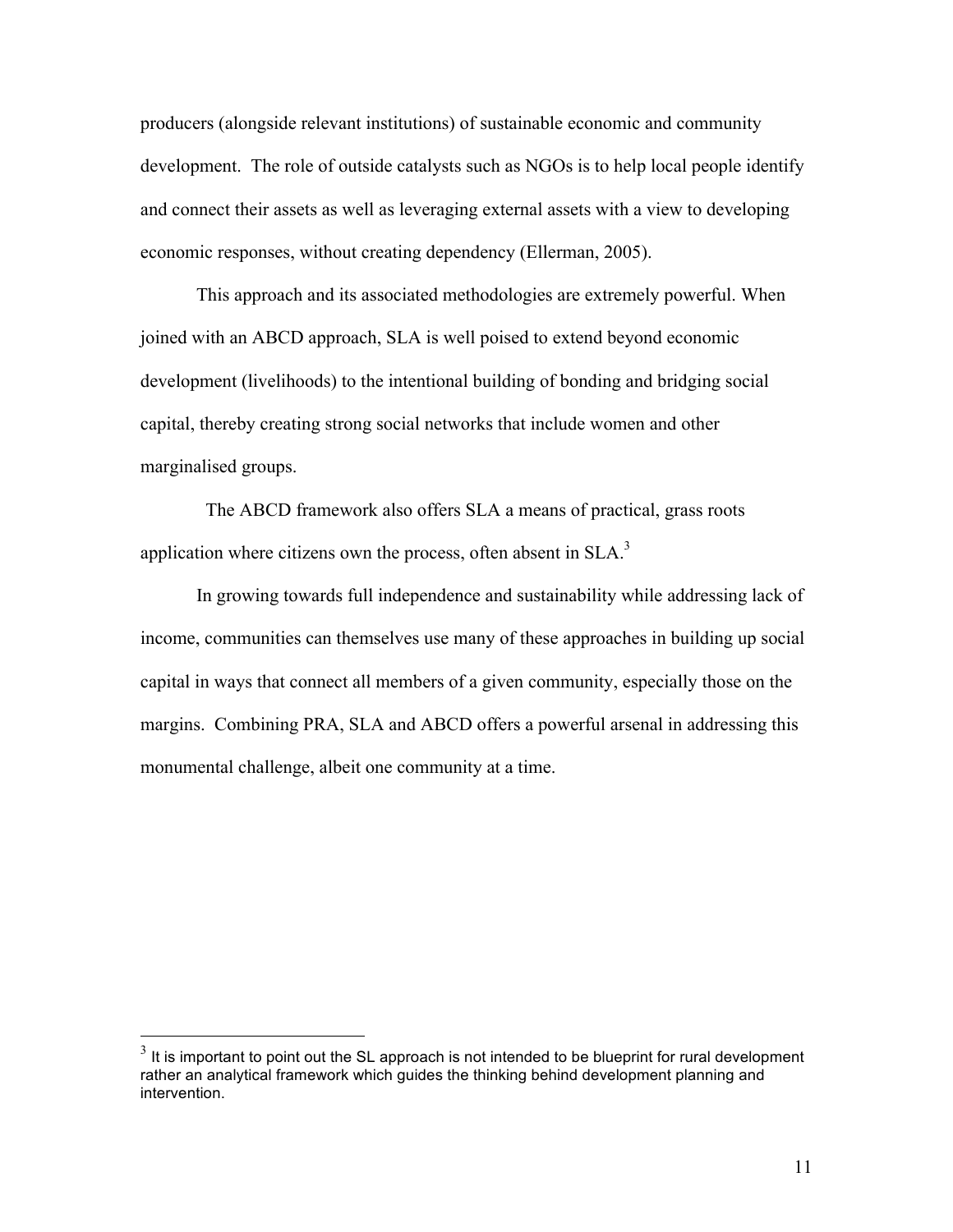producers (alongside relevant institutions) of sustainable economic and community development. The role of outside catalysts such as NGOs is to help local people identify and connect their assets as well as leveraging external assets with a view to developing economic responses, without creating dependency (Ellerman, 2005).

This approach and its associated methodologies are extremely powerful. When joined with an ABCD approach, SLA is well poised to extend beyond economic development (livelihoods) to the intentional building of bonding and bridging social capital, thereby creating strong social networks that include women and other marginalised groups.

The ABCD framework also offers SLA a means of practical, grass roots application where citizens own the process, often absent in SLA.[3]

In growing towards full independence and sustainability while addressing lack of income, communities can themselves use many of these approaches in building up social capital in ways that connect all members of a given community, especially those on the margins. Combining PRA, SLA and ABCD offers a powerful arsenal in addressing this monumental challenge, albeit one community at a time.

---

[3] It is important to point out the SL approach is not intended to be blueprint for rural development rather an analytical framework which guides the thinking behind development planning and intervention.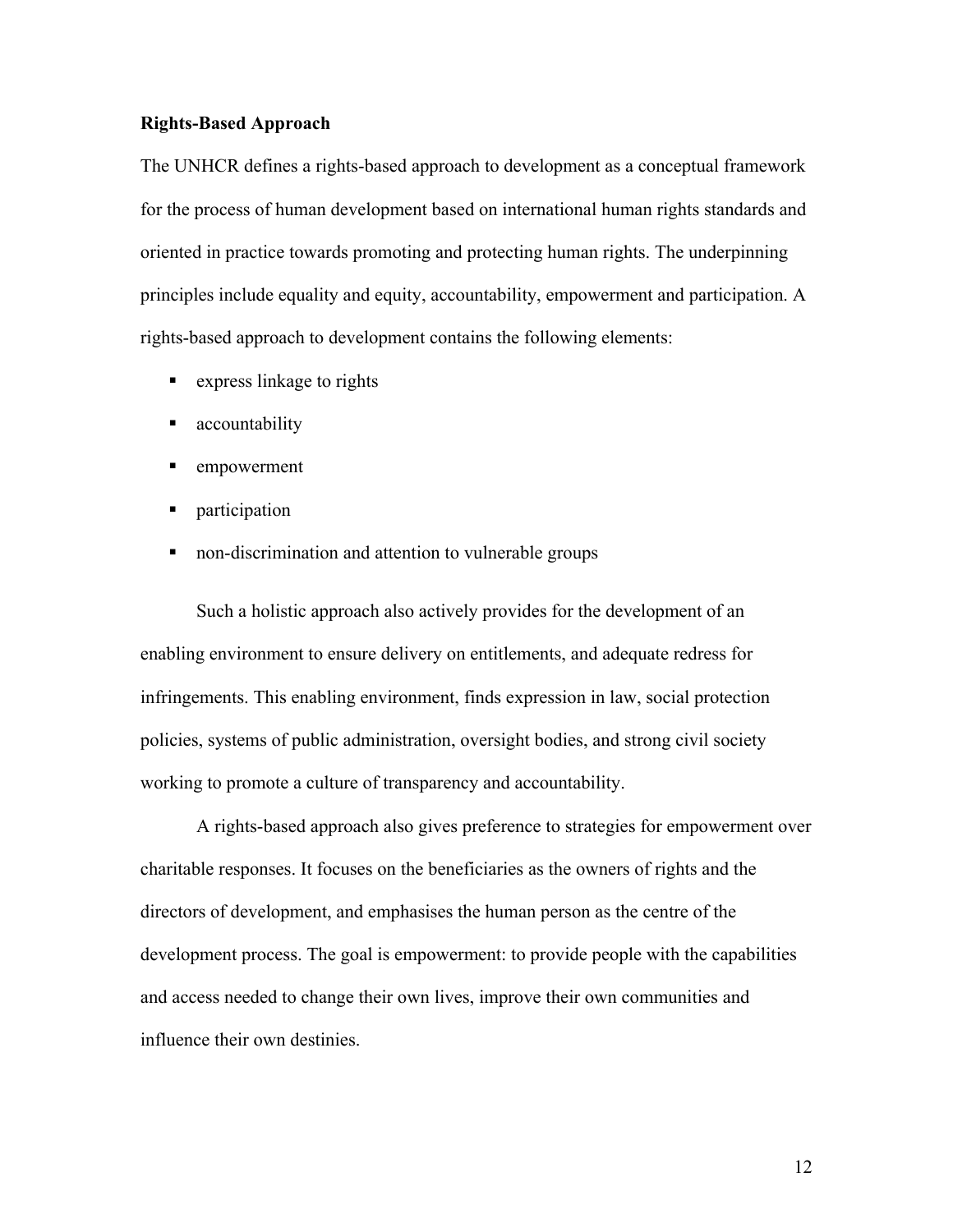**Rights-Based Approach**

The UNHCR defines a rights-based approach to development as a conceptual framework for the process of human development based on international human rights standards and oriented in practice towards promoting and protecting human rights. The underpinning principles include equality and equity, accountability, empowerment and participation. A rights-based approach to development contains the following elements:

- express linkage to rights
- accountability
- empowerment
- participation
- non-discrimination and attention to vulnerable groups

Such a holistic approach also actively provides for the development of an enabling environment to ensure delivery on entitlements, and adequate redress for infringements. This enabling environment, finds expression in law, social protection policies, systems of public administration, oversight bodies, and strong civil society working to promote a culture of transparency and accountability.

A rights-based approach also gives preference to strategies for empowerment over charitable responses. It focuses on the beneficiaries as the owners of rights and the directors of development, and emphasises the human person as the centre of the development process. The goal is empowerment: to provide people with the capabilities and access needed to change their own lives, improve their own communities and influence their own destinies.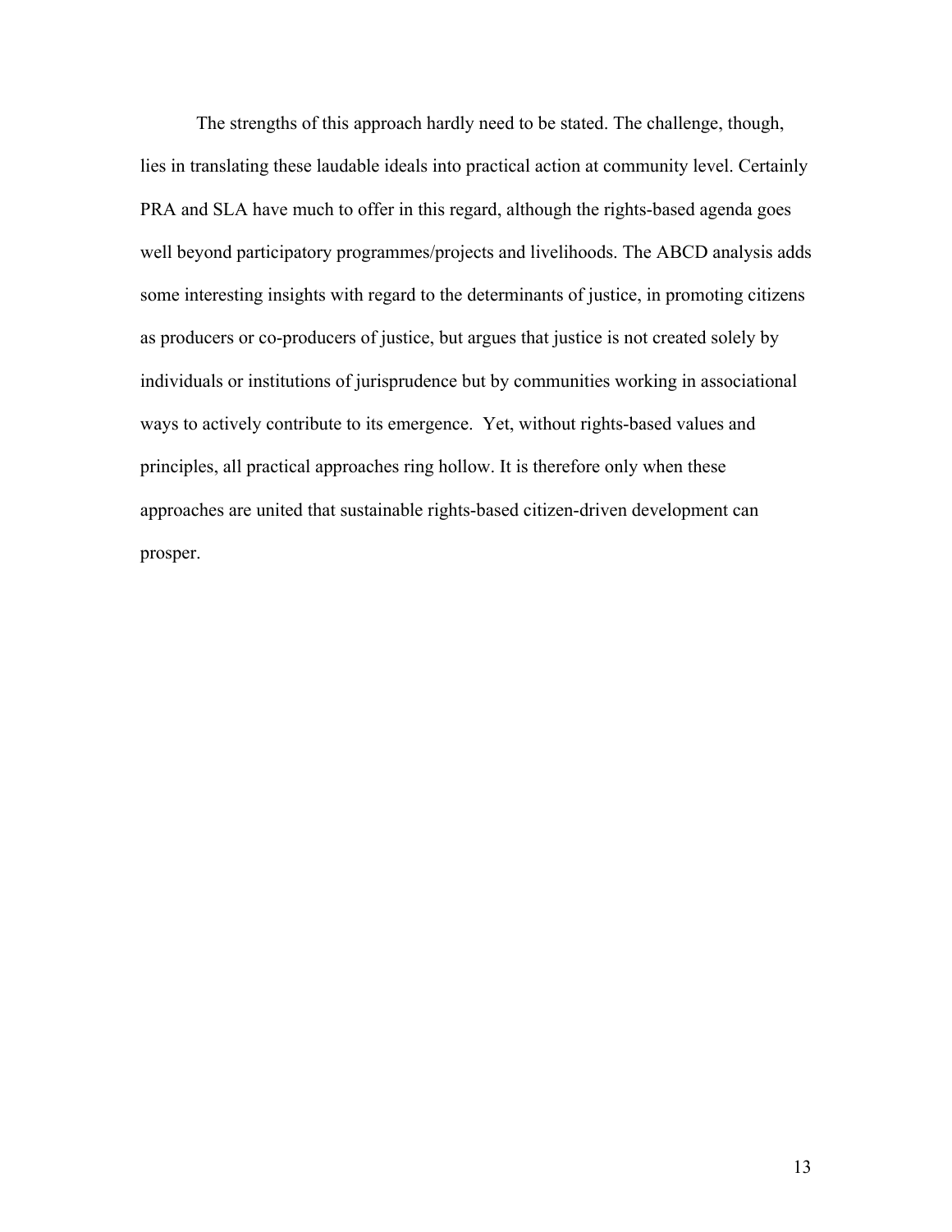The strengths of this approach hardly need to be stated. The challenge, though, lies in translating these laudable ideals into practical action at community level. Certainly PRA and SLA have much to offer in this regard, although the rights-based agenda goes well beyond participatory programmes/projects and livelihoods. The ABCD analysis adds some interesting insights with regard to the determinants of justice, in promoting citizens as producers or co-producers of justice, but argues that justice is not created solely by individuals or institutions of jurisprudence but by communities working in associational ways to actively contribute to its emergence.  Yet, without rights-based values and principles, all practical approaches ring hollow. It is therefore only when these approaches are united that sustainable rights-based citizen-driven development can prosper.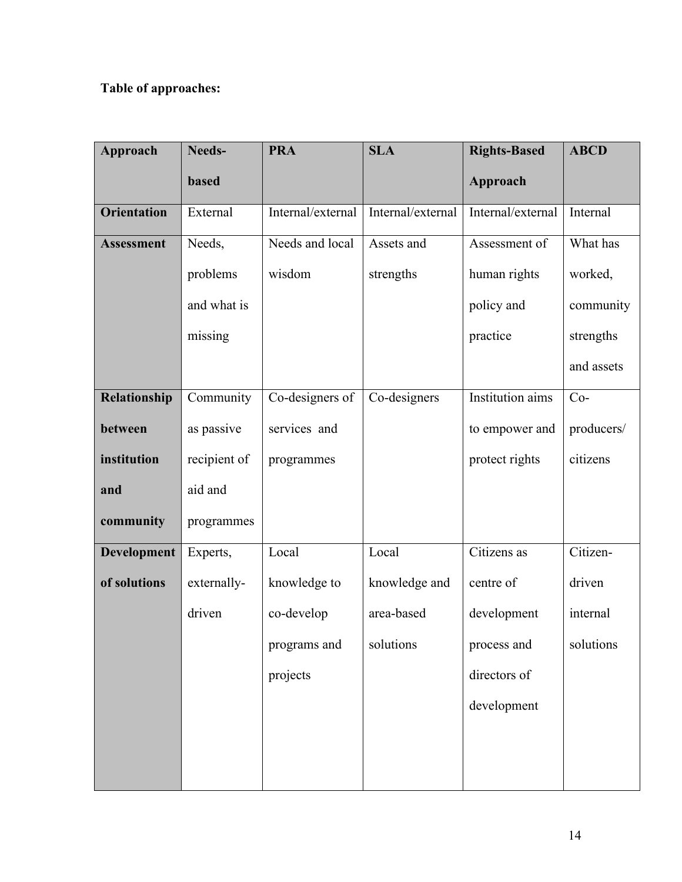**Table of approaches:**

| Approach | Needs-based | PRA | SLA | Rights-Based Approach | ABCD |
|---|---|---|---|---|---|
| **Orientation** | External | Internal/external | Internal/external | Internal/external | Internal |
| **Assessment** | Needs, problems and what is missing | Needs and local wisdom | Assets and strengths | Assessment of human rights policy and practice | What has worked, community strengths and assets |
| **Relationship between institution and community** | Community as passive recipient of aid and programmes | Co-designers of services and programmes | Co-designers | Institution aims to empower and protect rights | Co-producers/ citizens |
| **Development of solutions** | Experts, externally-driven | Local knowledge to co-develop programs and projects | Local knowledge and area-based solutions | Citizens as centre of development process and directors of development | Citizen-driven internal solutions |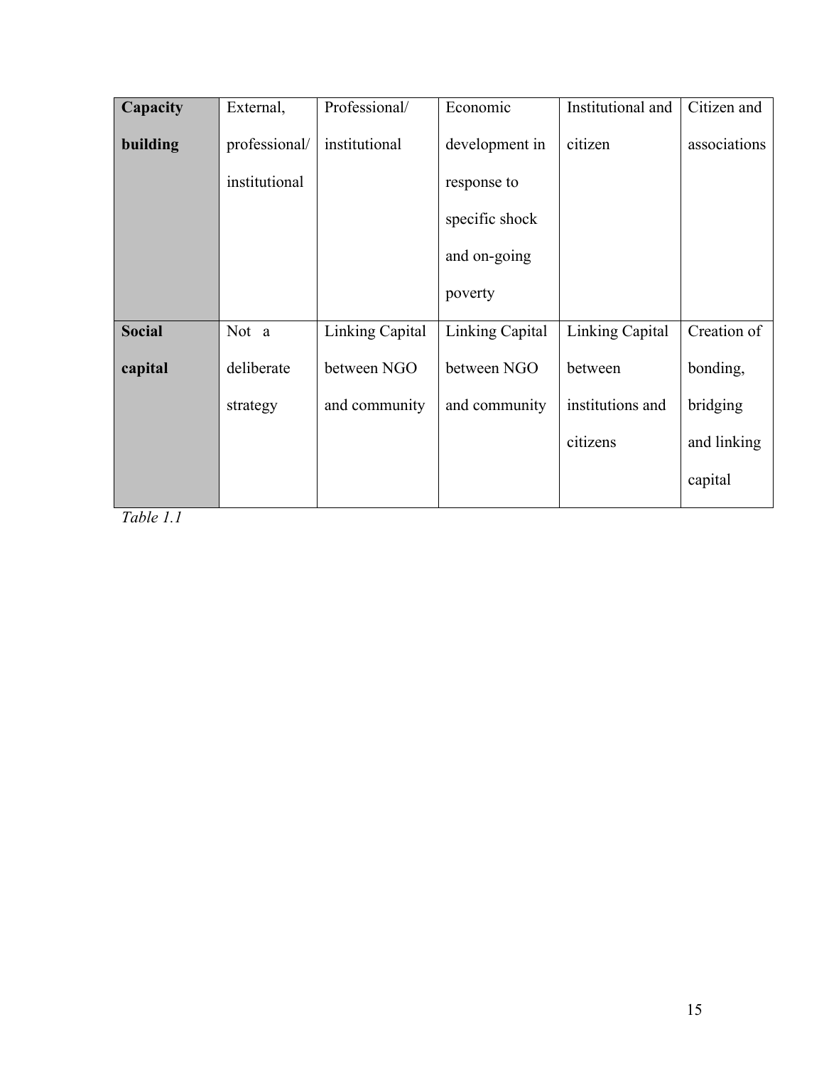| **Capacity building** | External, professional/ institutional | Professional/ institutional | Economic development in response to specific shock and on-going poverty | Institutional and citizen | Citizen and associations |
|---|---|---|---|---|---|
| **Social capital** | Not a deliberate strategy | Linking Capital between NGO and community | Linking Capital between NGO and community | Linking Capital between institutions and citizens | Creation of bonding, bridging and linking capital |

*Table 1.1*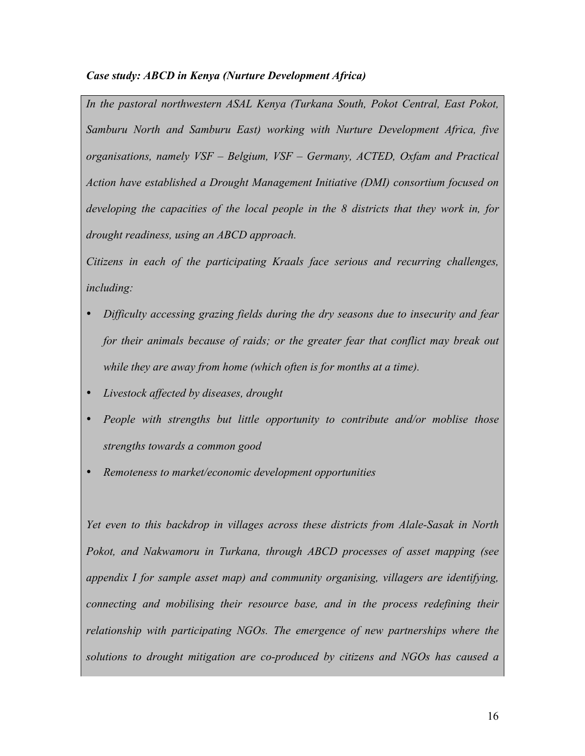***Case study: ABCD in Kenya (Nurture Development Africa)***

*In the pastoral northwestern ASAL Kenya (Turkana South, Pokot Central, East Pokot, Samburu North and Samburu East) working with Nurture Development Africa, five organisations, namely VSF – Belgium, VSF – Germany, ACTED, Oxfam and Practical Action have established a Drought Management Initiative (DMI) consortium focused on developing the capacities of the local people in the 8 districts that they work in, for drought readiness, using an ABCD approach.*

*Citizens in each of the participating Kraals face serious and recurring challenges, including:*

- *Difficulty accessing grazing fields during the dry seasons due to insecurity and fear for their animals because of raids; or the greater fear that conflict may break out while they are away from home (which often is for months at a time).*
- *Livestock affected by diseases, drought*
- *People with strengths but little opportunity to contribute and/or moblise those strengths towards a common good*
- *Remoteness to market/economic development opportunities*

*Yet even to this backdrop in villages across these districts from Alale-Sasak in North Pokot, and Nakwamoru in Turkana, through ABCD processes of asset mapping (see appendix I for sample asset map) and community organising, villagers are identifying, connecting and mobilising their resource base, and in the process redefining their relationship with participating NGOs. The emergence of new partnerships where the solutions to drought mitigation are co-produced by citizens and NGOs has caused a*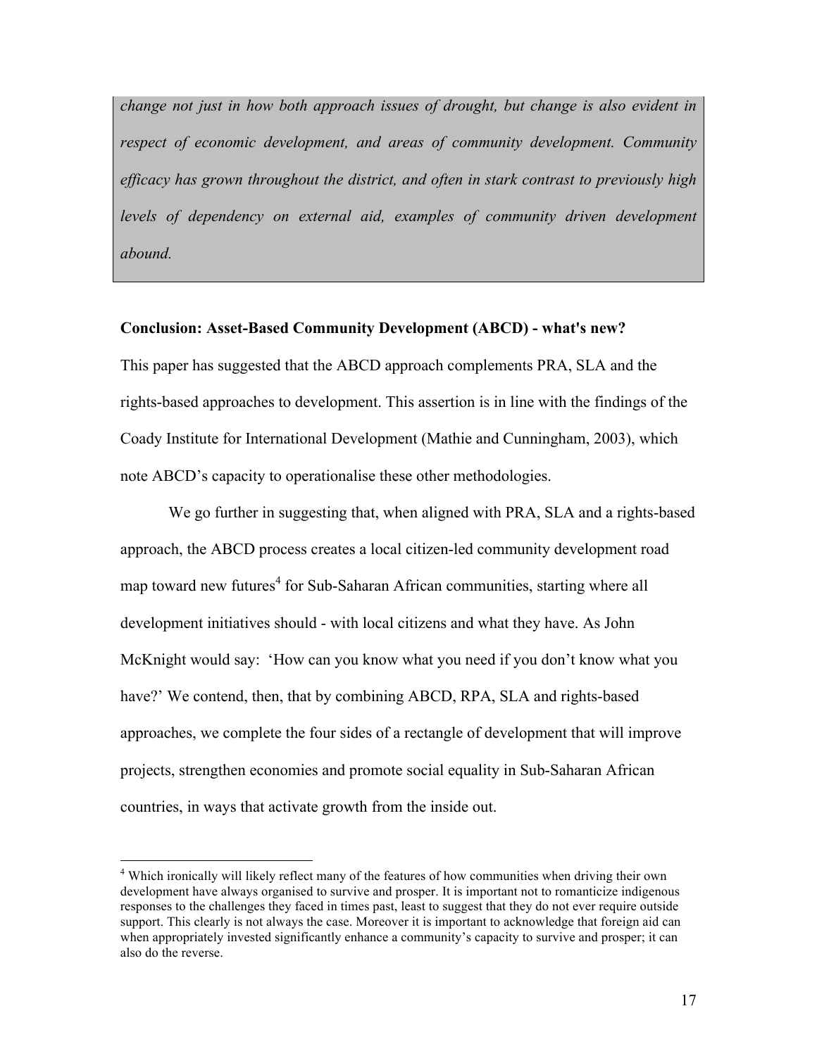*change not just in how both approach issues of drought, but change is also evident in respect of economic development, and areas of community development. Community efficacy has grown throughout the district, and often in stark contrast to previously high levels of dependency on external aid, examples of community driven development abound.*

**Conclusion: Asset-Based Community Development (ABCD) - what's new?**

This paper has suggested that the ABCD approach complements PRA, SLA and the rights-based approaches to development. This assertion is in line with the findings of the Coady Institute for International Development (Mathie and Cunningham, 2003), which note ABCD's capacity to operationalise these other methodologies.

We go further in suggesting that, when aligned with PRA, SLA and a rights-based approach, the ABCD process creates a local citizen-led community development road map toward new futures[4] for Sub-Saharan African communities, starting where all development initiatives should - with local citizens and what they have. As John McKnight would say: 'How can you know what you need if you don't know what you have?' We contend, then, that by combining ABCD, RPA, SLA and rights-based approaches, we complete the four sides of a rectangle of development that will improve projects, strengthen economies and promote social equality in Sub-Saharan African countries, in ways that activate growth from the inside out.

[4] Which ironically will likely reflect many of the features of how communities when driving their own development have always organised to survive and prosper. It is important not to romanticize indigenous responses to the challenges they faced in times past, least to suggest that they do not ever require outside support. This clearly is not always the case. Moreover it is important to acknowledge that foreign aid can when appropriately invested significantly enhance a community's capacity to survive and prosper; it can also do the reverse.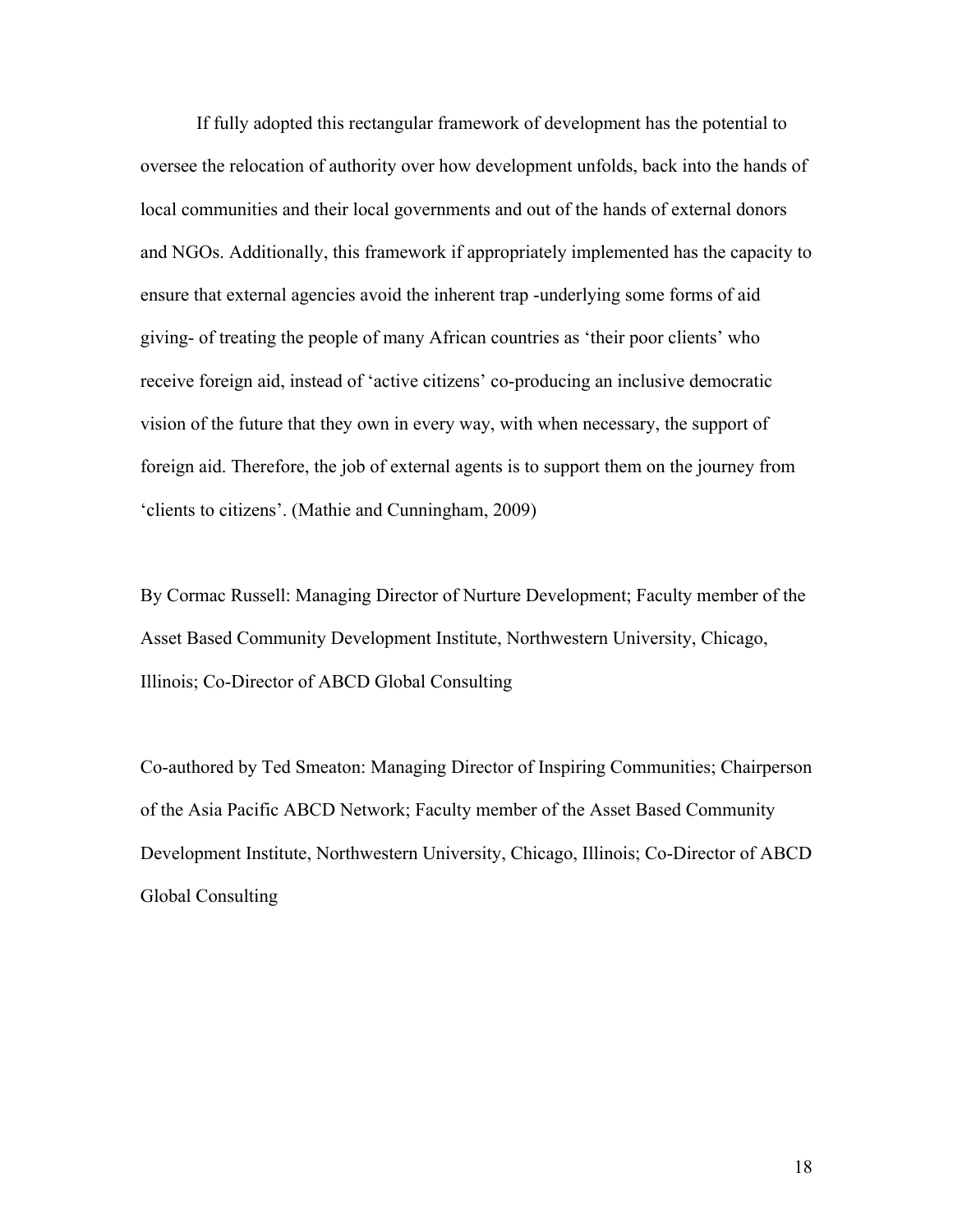If fully adopted this rectangular framework of development has the potential to oversee the relocation of authority over how development unfolds, back into the hands of local communities and their local governments and out of the hands of external donors and NGOs. Additionally, this framework if appropriately implemented has the capacity to ensure that external agencies avoid the inherent trap -underlying some forms of aid giving- of treating the people of many African countries as 'their poor clients' who receive foreign aid, instead of 'active citizens' co-producing an inclusive democratic vision of the future that they own in every way, with when necessary, the support of foreign aid. Therefore, the job of external agents is to support them on the journey from 'clients to citizens'. (Mathie and Cunningham, 2009)

By Cormac Russell: Managing Director of Nurture Development; Faculty member of the Asset Based Community Development Institute, Northwestern University, Chicago, Illinois; Co-Director of ABCD Global Consulting

Co-authored by Ted Smeaton: Managing Director of Inspiring Communities; Chairperson of the Asia Pacific ABCD Network; Faculty member of the Asset Based Community Development Institute, Northwestern University, Chicago, Illinois; Co-Director of ABCD Global Consulting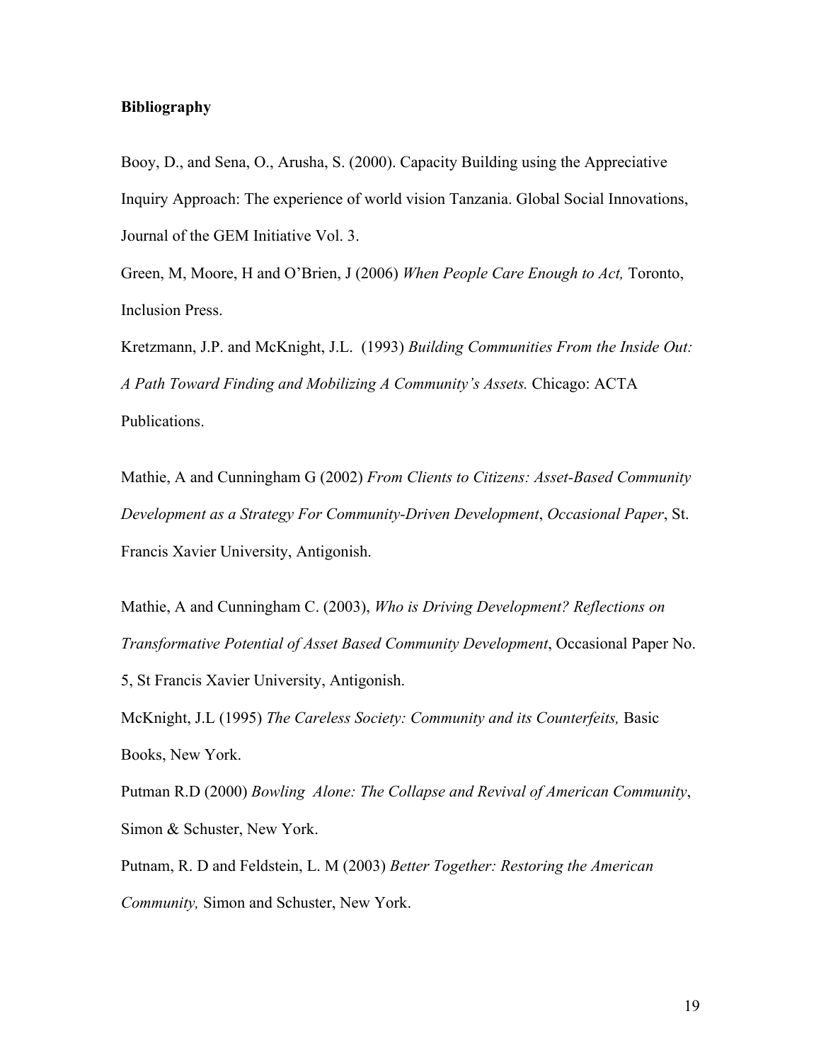**Bibliography**

Booy, D., and Sena, O., Arusha, S. (2000). Capacity Building using the Appreciative Inquiry Approach: The experience of world vision Tanzania. Global Social Innovations, Journal of the GEM Initiative Vol. 3.

Green, M, Moore, H and O'Brien, J (2006) *When People Care Enough to Act,* Toronto, Inclusion Press.

Kretzmann, J.P. and McKnight, J.L. (1993) *Building Communities From the Inside Out: A Path Toward Finding and Mobilizing A Community's Assets.* Chicago: ACTA Publications.

Mathie, A and Cunningham G (2002) *From Clients to Citizens: Asset-Based Community Development as a Strategy For Community-Driven Development*, *Occasional Paper*, St. Francis Xavier University, Antigonish.

Mathie, A and Cunningham C. (2003), *Who is Driving Development? Reflections on Transformative Potential of Asset Based Community Development*, Occasional Paper No. 5, St Francis Xavier University, Antigonish.

McKnight, J.L (1995) *The Careless Society: Community and its Counterfeits,* Basic Books, New York.

Putman R.D (2000) *Bowling Alone: The Collapse and Revival of American Community*, Simon & Schuster, New York.

Putnam, R. D and Feldstein, L. M (2003) *Better Together: Restoring the American Community,* Simon and Schuster, New York.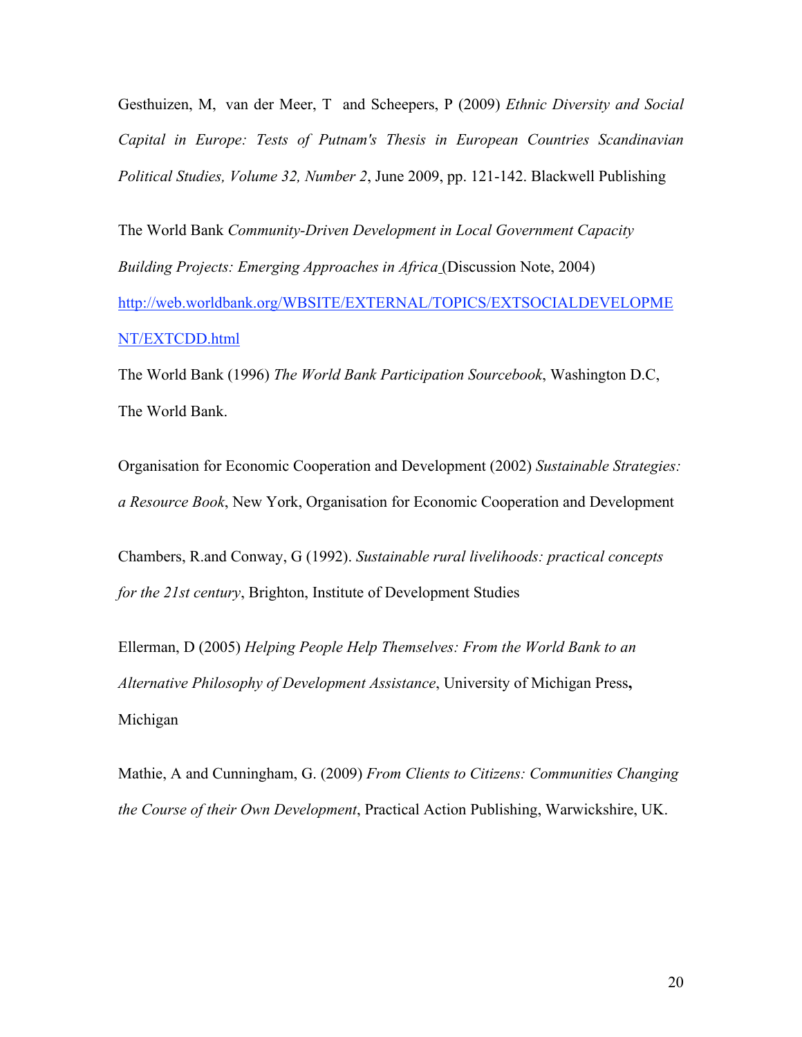Gesthuizen, M, van der Meer, T and Scheepers, P (2009) *Ethnic Diversity and Social Capital in Europe: Tests of Putnam's Thesis in European Countries Scandinavian Political Studies, Volume 32, Number 2*, June 2009, pp. 121-142. Blackwell Publishing

The World Bank *Community-Driven Development in Local Government Capacity Building Projects: Emerging Approaches in Africa* (Discussion Note, 2004) http://web.worldbank.org/WBSITE/EXTERNAL/TOPICS/EXTSOCIALDEVELOPMENT/EXTCDD.html

The World Bank (1996) *The World Bank Participation Sourcebook*, Washington D.C, The World Bank.

Organisation for Economic Cooperation and Development (2002) *Sustainable Strategies: a Resource Book*, New York, Organisation for Economic Cooperation and Development

Chambers, R.and Conway, G (1992). *Sustainable rural livelihoods: practical concepts for the 21st century*, Brighton, Institute of Development Studies

Ellerman, D (2005) *Helping People Help Themselves: From the World Bank to an Alternative Philosophy of Development Assistance*, University of Michigan Press, Michigan

Mathie, A and Cunningham, G. (2009) *From Clients to Citizens: Communities Changing the Course of their Own Development*, Practical Action Publishing, Warwickshire, UK.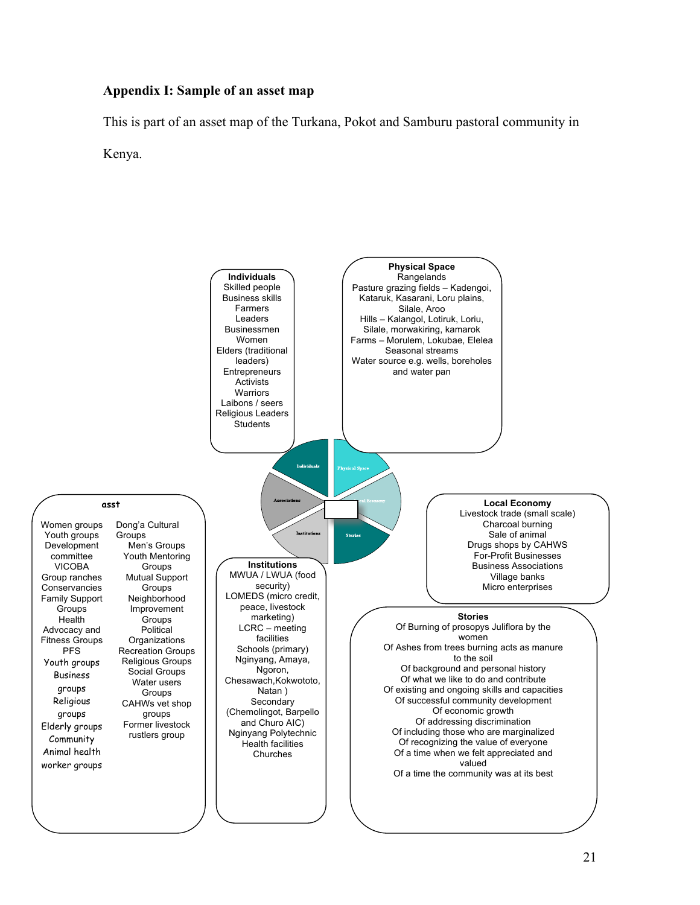### Appendix I: Sample of an asset map

This is part of an asset map of the Turkana, Pokot and Samburu pastoral community in Kenya.

**Individuals**
Skilled people
Business skills
Farmers
Leaders
Businessmen
Women
Elders (traditional leaders)
Entrepreneurs
Activists
Warriors
Laibons / seers
Religious Leaders
Students

**Physical Space**
Rangelands
Pasture grazing fields – Kadengoi, Kataruk, Kasarani, Loru plains, Silale, Aroo
Hills – Kalangol, Lotiruk, Loriu, Silale, morwakiring, kamarok
Farms – Morulem, Lokubae, Elelea
Seasonal streams
Water source e.g. wells, boreholes and water pan

Individuals
Physical Space
Associations
Local Economy
Institutions
Stories

**asst**
Women groups
Youth groups
Development committee
VICOBA
Group ranches
Conservancies
Family Support Groups
Health Advocacy and Fitness Groups
PFS
Youth groups
Business groups
Religious groups
Elderly groups
Community Animal health worker groups
Dong'a Cultural Groups
Men's Groups
Youth Mentoring Groups
Mutual Support Groups
Neighborhood Improvement Groups
Political Organizations
Recreation Groups
Religious Groups
Social Groups
Water users Groups
CAHWs vet shop groups
Former livestock rustlers group

**Local Economy**
Livestock trade (small scale)
Charcoal burning
Sale of animal
Drugs shops by CAHWS
For-Profit Businesses
Business Associations
Village banks
Micro enterprises

**Institutions**
MWUA / LWUA (food security)
LOMEDS (micro credit, peace, livestock marketing)
LCRC – meeting facilities
Schools (primary) Nginyang, Amaya, Ngoron, Chesawach,Kokwototo, Natan )
Secondary (Chemolingot, Barpello and Churo AIC)
Nginyang Polytechnic
Health facilities
Churches

**Stories**
Of Burning of prosopys Juliflora by the women
Of Ashes from trees burning acts as manure to the soil
Of background and personal history
Of what we like to do and contribute
Of existing and ongoing skills and capacities
Of successful community development
Of economic growth
Of addressing discrimination
Of including those who are marginalized
Of recognizing the value of everyone
Of a time when we felt appreciated and valued
Of a time the community was at its best